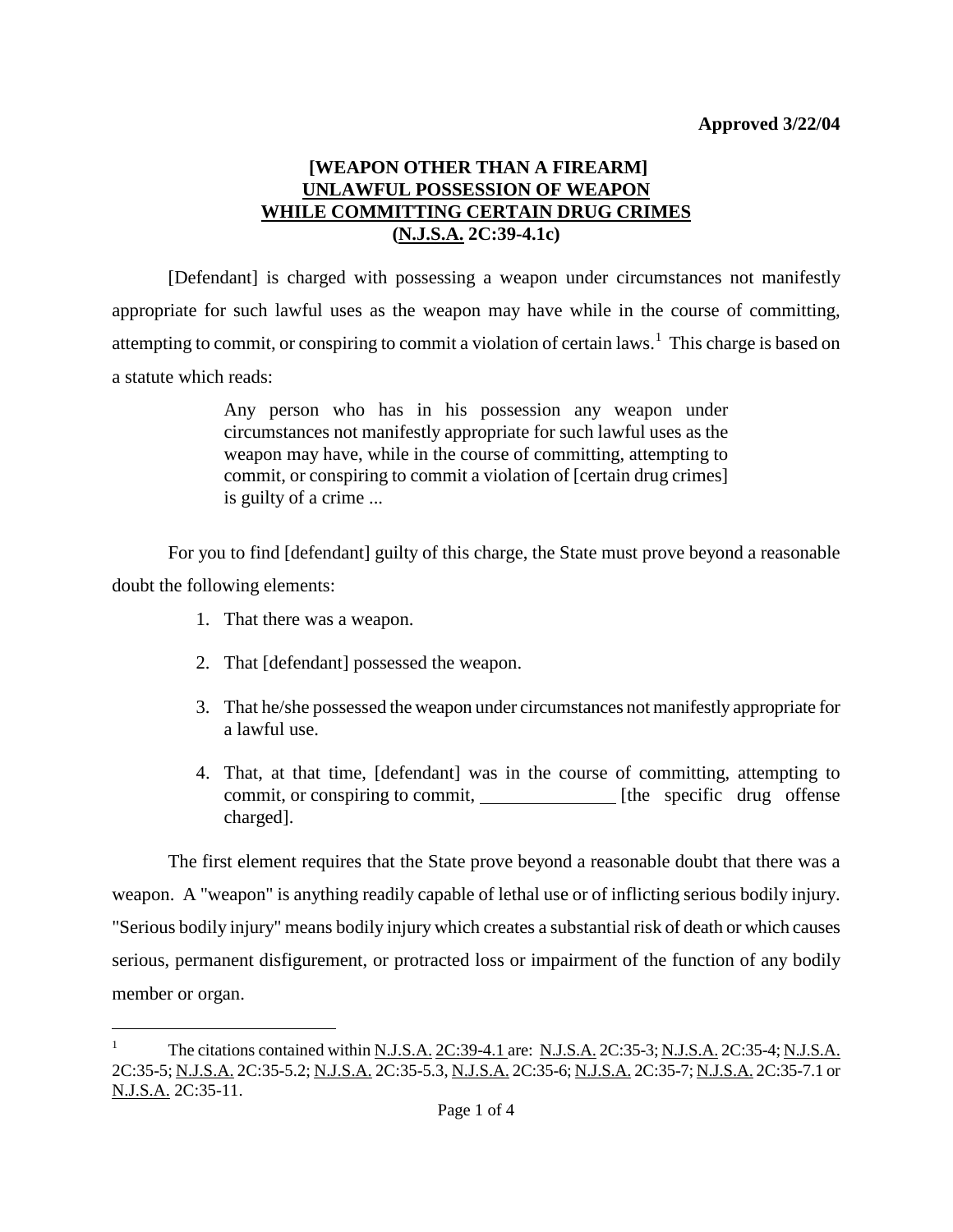**Approved 3/22/04**

## [WEAPON OTHER THAN A FIREARM] UNLAWFUL POSSESSION OF WEAPON WHILE COMMITTING CERTAIN DRUG CRIMES (N.J.S.A. 2C:39-4.1c)

[Defendant] is charged with possessing a weapon under circumstances not manifestly appropriate for such lawful uses as the weapon may have while in the course of committing, attempting to commit, or conspiring to commit a violation of certain laws.[1] This charge is based on a statute which reads:

> Any person who has in his possession any weapon under circumstances not manifestly appropriate for such lawful uses as the weapon may have, while in the course of committing, attempting to commit, or conspiring to commit a violation of [certain drug crimes] is guilty of a crime ...

For you to find [defendant] guilty of this charge, the State must prove beyond a reasonable doubt the following elements:

1. That there was a weapon.
2. That [defendant] possessed the weapon.
3. That he/she possessed the weapon under circumstances not manifestly appropriate for a lawful use.
4. That, at that time, [defendant] was in the course of committing, attempting to commit, or conspiring to commit, ______________ [the specific drug offense charged].

The first element requires that the State prove beyond a reasonable doubt that there was a weapon. A "weapon" is anything readily capable of lethal use or of inflicting serious bodily injury. "Serious bodily injury" means bodily injury which creates a substantial risk of death or which causes serious, permanent disfigurement, or protracted loss or impairment of the function of any bodily member or organ.

---

[1] The citations contained within N.J.S.A. 2C:39-4.1 are: N.J.S.A. 2C:35-3; N.J.S.A. 2C:35-4; N.J.S.A. 2C:35-5; N.J.S.A. 2C:35-5.2; N.J.S.A. 2C:35-5.3, N.J.S.A. 2C:35-6; N.J.S.A. 2C:35-7; N.J.S.A. 2C:35-7.1 or N.J.S.A. 2C:35-11.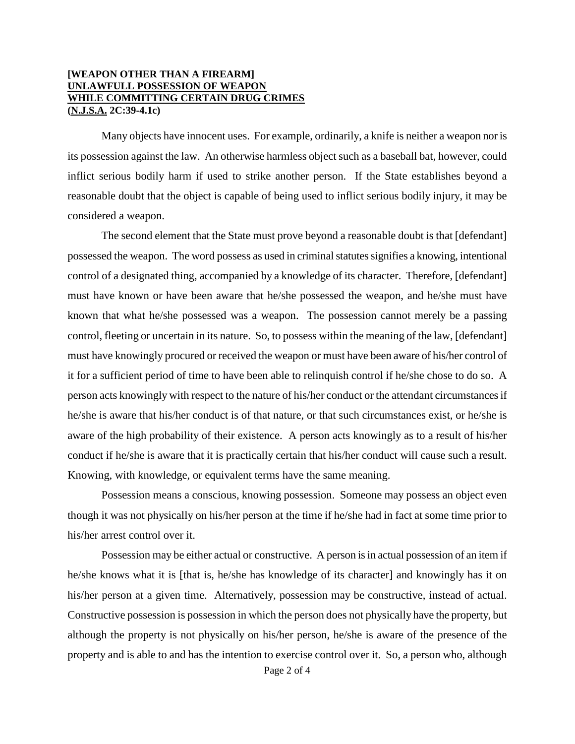**[WEAPON OTHER THAN A FIREARM]**
**UNLAWFULL POSSESSION OF WEAPON**
**WHILE COMMITTING CERTAIN DRUG CRIMES**
**(N.J.S.A. 2C:39-4.1c)**

Many objects have innocent uses. For example, ordinarily, a knife is neither a weapon nor is its possession against the law. An otherwise harmless object such as a baseball bat, however, could inflict serious bodily harm if used to strike another person. If the State establishes beyond a reasonable doubt that the object is capable of being used to inflict serious bodily injury, it may be considered a weapon.

The second element that the State must prove beyond a reasonable doubt is that [defendant] possessed the weapon. The word possess as used in criminal statutes signifies a knowing, intentional control of a designated thing, accompanied by a knowledge of its character. Therefore, [defendant] must have known or have been aware that he/she possessed the weapon, and he/she must have known that what he/she possessed was a weapon. The possession cannot merely be a passing control, fleeting or uncertain in its nature. So, to possess within the meaning of the law, [defendant] must have knowingly procured or received the weapon or must have been aware of his/her control of it for a sufficient period of time to have been able to relinquish control if he/she chose to do so. A person acts knowingly with respect to the nature of his/her conduct or the attendant circumstances if he/she is aware that his/her conduct is of that nature, or that such circumstances exist, or he/she is aware of the high probability of their existence. A person acts knowingly as to a result of his/her conduct if he/she is aware that it is practically certain that his/her conduct will cause such a result. Knowing, with knowledge, or equivalent terms have the same meaning.

Possession means a conscious, knowing possession. Someone may possess an object even though it was not physically on his/her person at the time if he/she had in fact at some time prior to his/her arrest control over it.

Possession may be either actual or constructive. A person is in actual possession of an item if he/she knows what it is [that is, he/she has knowledge of its character] and knowingly has it on his/her person at a given time. Alternatively, possession may be constructive, instead of actual. Constructive possession is possession in which the person does not physically have the property, but although the property is not physically on his/her person, he/she is aware of the presence of the property and is able to and has the intention to exercise control over it. So, a person who, although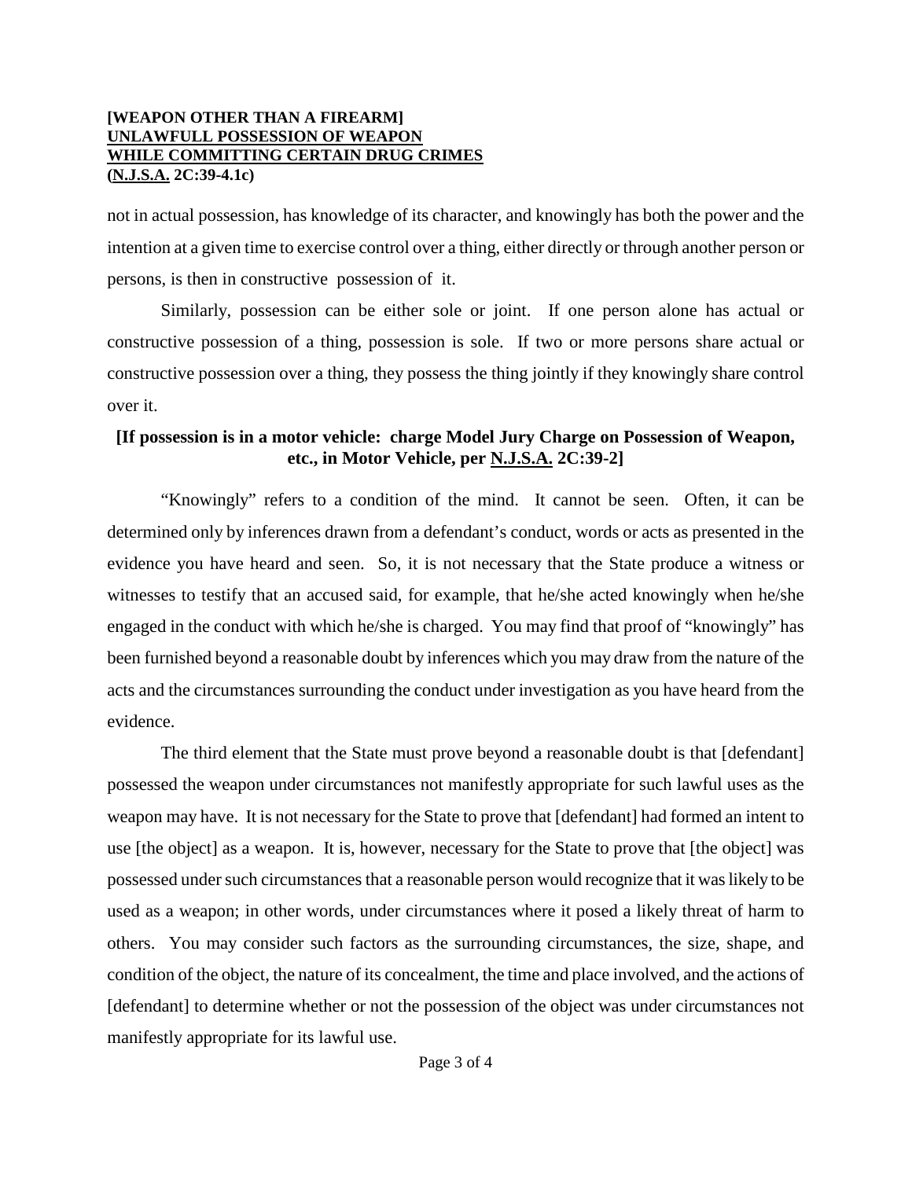not in actual possession, has knowledge of its character, and knowingly has both the power and the intention at a given time to exercise control over a thing, either directly or through another person or persons, is then in constructive possession of it.

Similarly, possession can be either sole or joint. If one person alone has actual or constructive possession of a thing, possession is sole. If two or more persons share actual or constructive possession over a thing, they possess the thing jointly if they knowingly share control over it.

**[If possession is in a motor vehicle: charge Model Jury Charge on Possession of Weapon, etc., in Motor Vehicle, per N.J.S.A. 2C:39-2]**

"Knowingly" refers to a condition of the mind. It cannot be seen. Often, it can be determined only by inferences drawn from a defendant's conduct, words or acts as presented in the evidence you have heard and seen. So, it is not necessary that the State produce a witness or witnesses to testify that an accused said, for example, that he/she acted knowingly when he/she engaged in the conduct with which he/she is charged. You may find that proof of "knowingly" has been furnished beyond a reasonable doubt by inferences which you may draw from the nature of the acts and the circumstances surrounding the conduct under investigation as you have heard from the evidence.

The third element that the State must prove beyond a reasonable doubt is that [defendant] possessed the weapon under circumstances not manifestly appropriate for such lawful uses as the weapon may have. It is not necessary for the State to prove that [defendant] had formed an intent to use [the object] as a weapon. It is, however, necessary for the State to prove that [the object] was possessed under such circumstances that a reasonable person would recognize that it was likely to be used as a weapon; in other words, under circumstances where it posed a likely threat of harm to others. You may consider such factors as the surrounding circumstances, the size, shape, and condition of the object, the nature of its concealment, the time and place involved, and the actions of [defendant] to determine whether or not the possession of the object was under circumstances not manifestly appropriate for its lawful use.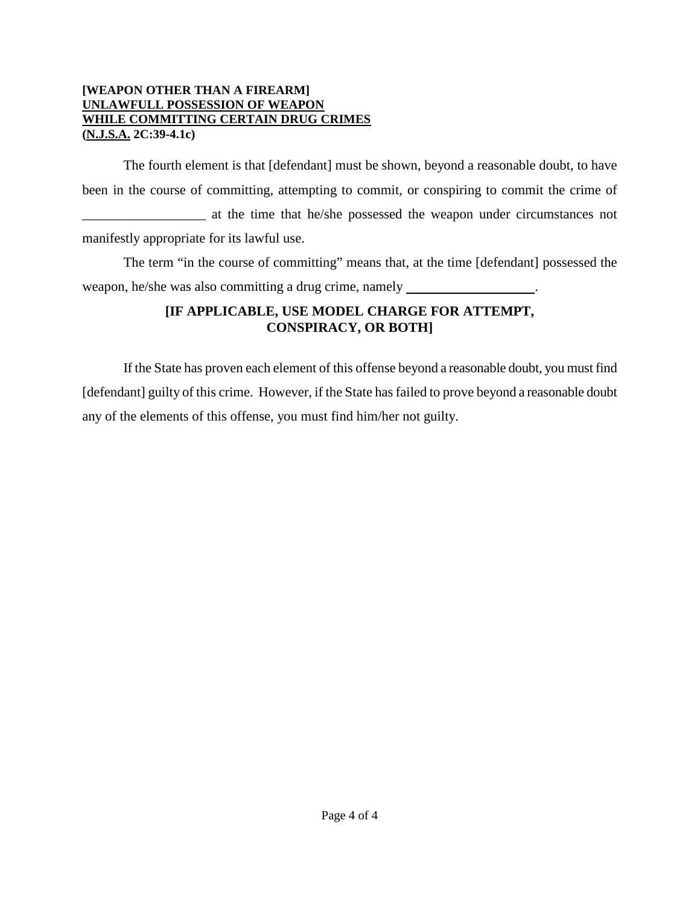The fourth element is that [defendant] must be shown, beyond a reasonable doubt, to have been in the course of committing, attempting to commit, or conspiring to commit the crime of __________________ at the time that he/she possessed the weapon under circumstances not manifestly appropriate for its lawful use.

The term "in the course of committing" means that, at the time [defendant] possessed the weapon, he/she was also committing a drug crime, namely ___________________.

**[IF APPLICABLE, USE MODEL CHARGE FOR ATTEMPT, CONSPIRACY, OR BOTH]**

If the State has proven each element of this offense beyond a reasonable doubt, you must find [defendant] guilty of this crime. However, if the State has failed to prove beyond a reasonable doubt any of the elements of this offense, you must find him/her not guilty.